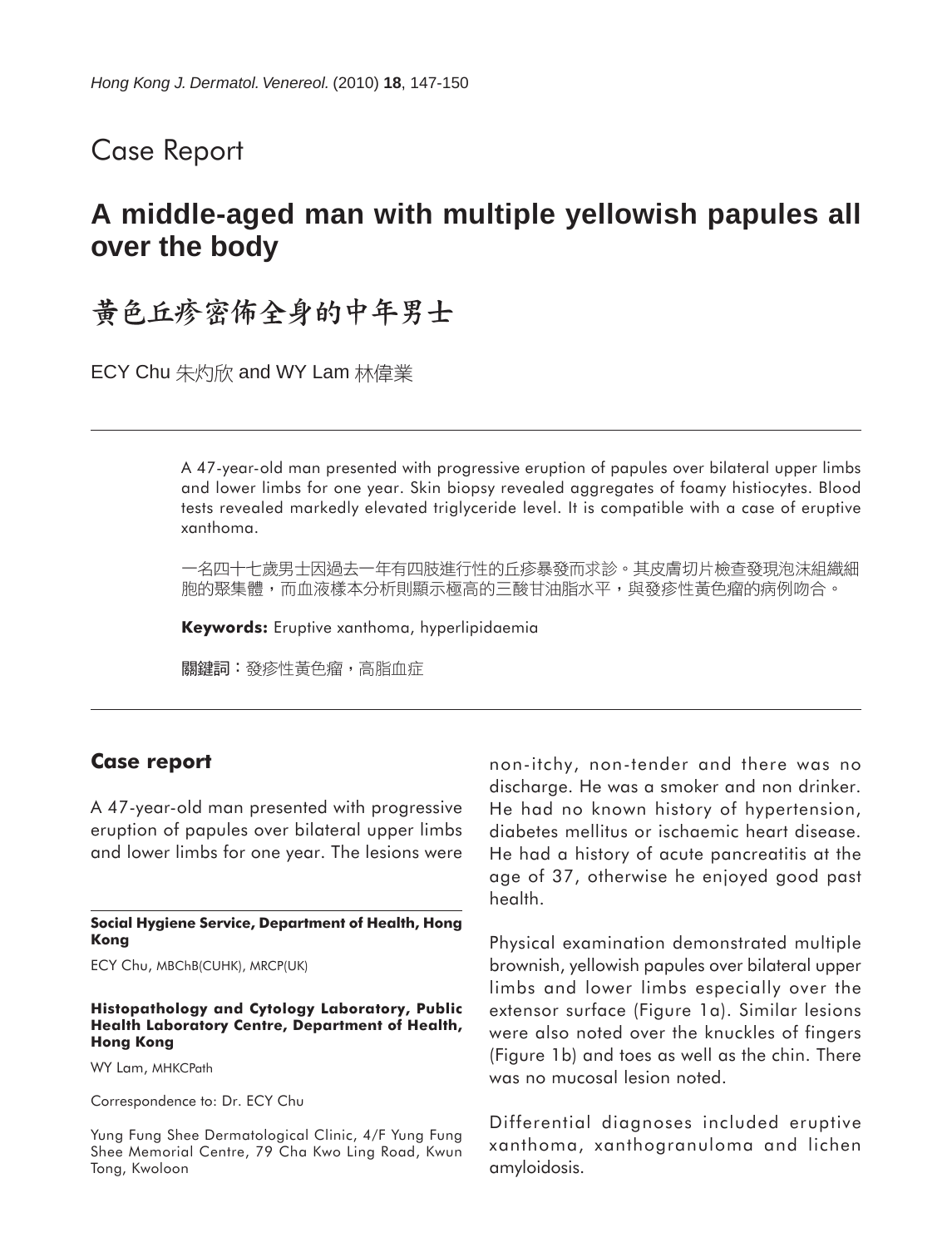Case Report

# A middle-aged man with multiple yellowish papules all over the body

# 黄色丘疹密佈全身的中年男士

ECY Chu 朱灼欣 and WY Lam 林偉業

A 47-year-old man presented with progressive eruption of papules over bilateral upper limbs and lower limbs for one year. Skin biopsy revealed aggregates of foamy histiocytes. Blood tests revealed markedly elevated triglyceride level. It is compatible with a case of eruptive xanthoma.

一名四十七歲男士因過去一年有四肢進行性的丘疹暴發而求診。其皮膚切片檢查發現泡沫組織細胞的聚集體，而血液樣本分析則顯示極高的三酸甘油脂水平，與發疹性黃色瘤的病例吻合。

**Keywords:** Eruptive xanthoma, hyperlipidaemia

**關鍵詞**：發疹性黃色瘤，高脂血症

## Case report

A 47-year-old man presented with progressive eruption of papules over bilateral upper limbs and lower limbs for one year. The lesions were non-itchy, non-tender and there was no discharge. He was a smoker and non drinker. He had no known history of hypertension, diabetes mellitus or ischaemic heart disease. He had a history of acute pancreatitis at the age of 37, otherwise he enjoyed good past health.

Physical examination demonstrated multiple brownish, yellowish papules over bilateral upper limbs and lower limbs especially over the extensor surface (Figure 1a). Similar lesions were also noted over the knuckles of fingers (Figure 1b) and toes as well as the chin. There was no mucosal lesion noted.

Differential diagnoses included eruptive xanthoma, xanthogranuloma and lichen amyloidosis.

**Social Hygiene Service, Department of Health, Hong Kong**

ECY Chu, MBChB(CUHK), MRCP(UK)

**Histopathology and Cytology Laboratory, Public Health Laboratory Centre, Department of Health, Hong Kong**

WY Lam, MHKCPath

Correspondence to: Dr. ECY Chu

Yung Fung Shee Dermatological Clinic, 4/F Yung Fung Shee Memorial Centre, 79 Cha Kwo Ling Road, Kwun Tong, Kwoloon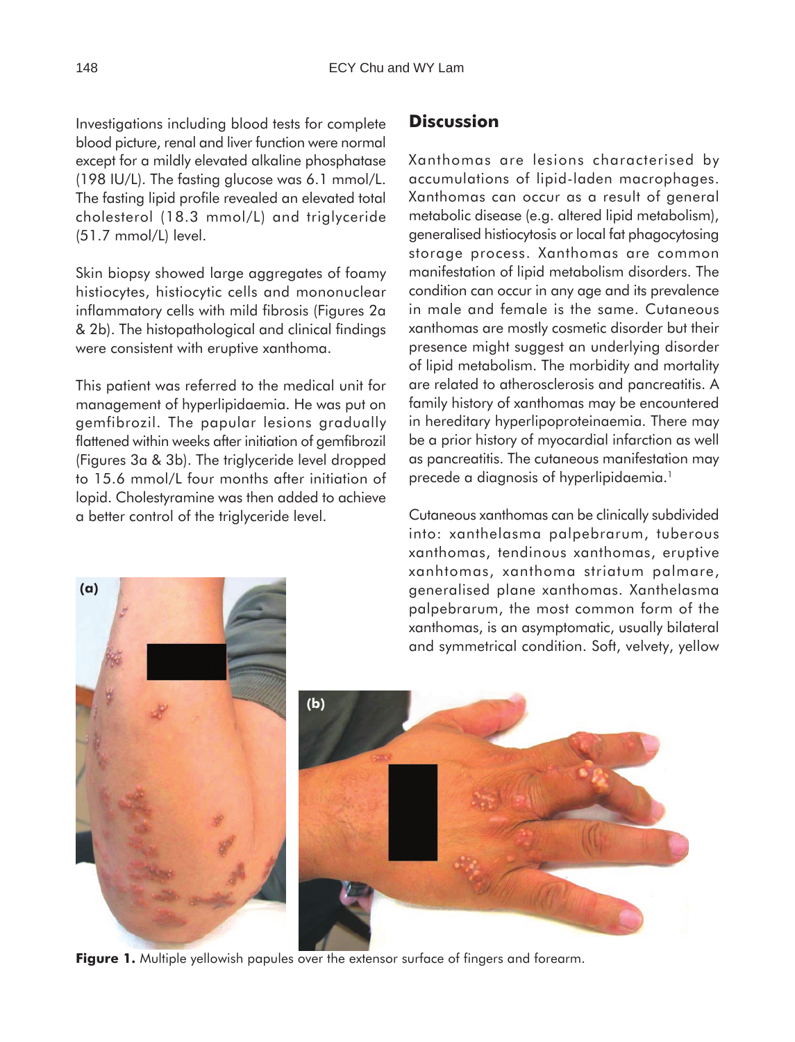Investigations including blood tests for complete blood picture, renal and liver function were normal except for a mildly elevated alkaline phosphatase (198 IU/L). The fasting glucose was 6.1 mmol/L. The fasting lipid profile revealed an elevated total cholesterol (18.3 mmol/L) and triglyceride (51.7 mmol/L) level.

Skin biopsy showed large aggregates of foamy histiocytes, histiocytic cells and mononuclear inflammatory cells with mild fibrosis (Figures 2a & 2b). The histopathological and clinical findings were consistent with eruptive xanthoma.

This patient was referred to the medical unit for management of hyperlipidaemia. He was put on gemfibrozil. The papular lesions gradually flattened within weeks after initiation of gemfibrozil (Figures 3a & 3b). The triglyceride level dropped to 15.6 mmol/L four months after initiation of lopid. Cholestyramine was then added to achieve a better control of the triglyceride level.

## Discussion

Xanthomas are lesions characterised by accumulations of lipid-laden macrophages. Xanthomas can occur as a result of general metabolic disease (e.g. altered lipid metabolism), generalised histiocytosis or local fat phagocytosing storage process. Xanthomas are common manifestation of lipid metabolism disorders. The condition can occur in any age and its prevalence in male and female is the same. Cutaneous xanthomas are mostly cosmetic disorder but their presence might suggest an underlying disorder of lipid metabolism. The morbidity and mortality are related to atherosclerosis and pancreatitis. A family history of xanthomas may be encountered in hereditary hyperlipoproteinaemia. There may be a prior history of myocardial infarction as well as pancreatitis. The cutaneous manifestation may precede a diagnosis of hyperlipidaemia.[1]

Cutaneous xanthomas can be clinically subdivided into: xanthelasma palpebrarum, tuberous xanthomas, tendinous xanthomas, eruptive xanhtomas, xanthoma striatum palmare, generalised plane xanthomas. Xanthelasma palpebrarum, the most common form of the xanthomas, is an asymptomatic, usually bilateral and symmetrical condition. Soft, velvety, yellow

**Figure 1.** Multiple yellowish papules over the extensor surface of fingers and forearm.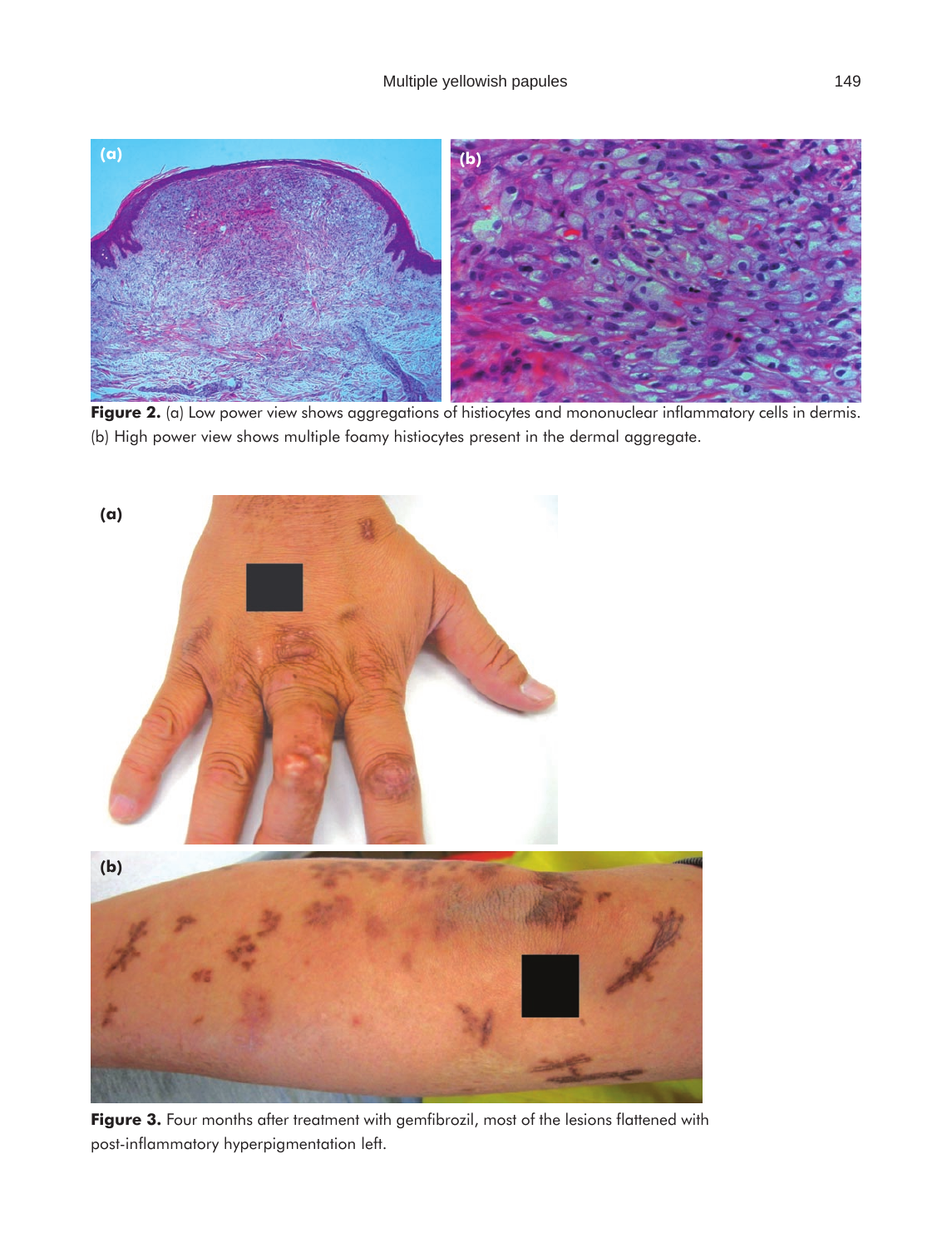**Figure 2.** (a) Low power view shows aggregations of histiocytes and mononuclear inflammatory cells in dermis. (b) High power view shows multiple foamy histiocytes present in the dermal aggregate.

**Figure 3.** Four months after treatment with gemfibrozil, most of the lesions flattened with post-inflammatory hyperpigmentation left.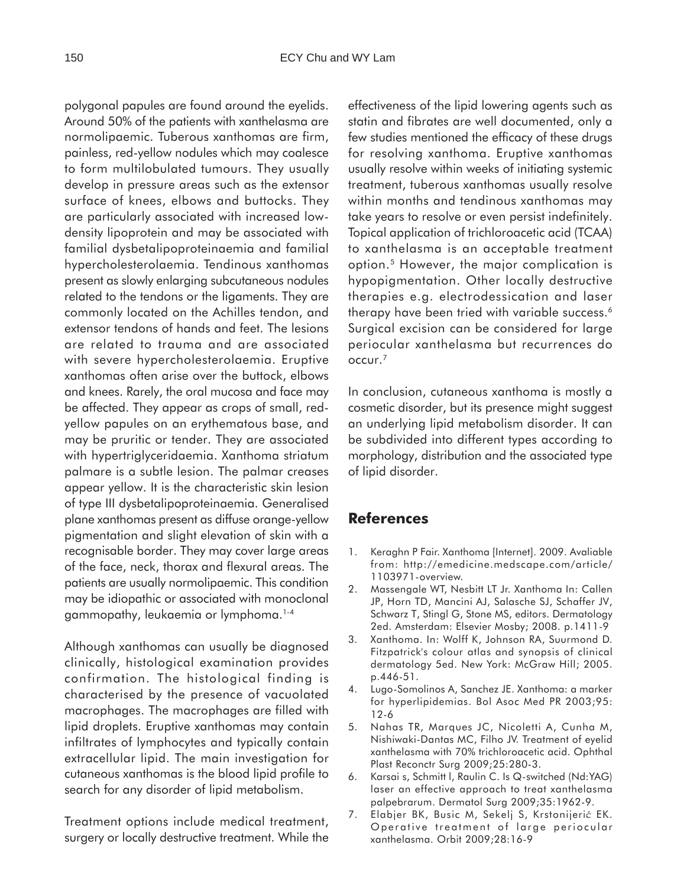polygonal papules are found around the eyelids. Around 50% of the patients with xanthelasma are normolipaemic. Tuberous xanthomas are firm, painless, red-yellow nodules which may coalesce to form multilobulated tumours. They usually develop in pressure areas such as the extensor surface of knees, elbows and buttocks. They are particularly associated with increased low-density lipoprotein and may be associated with familial dysbetalipoproteinaemia and familial hypercholesterolaemia. Tendinous xanthomas present as slowly enlarging subcutaneous nodules related to the tendons or the ligaments. They are commonly located on the Achilles tendon, and extensor tendons of hands and feet. The lesions are related to trauma and are associated with severe hypercholesterolaemia. Eruptive xanthomas often arise over the buttock, elbows and knees. Rarely, the oral mucosa and face may be affected. They appear as crops of small, red-yellow papules on an erythematous base, and may be pruritic or tender. They are associated with hypertriglyceridaemia. Xanthoma striatum palmare is a subtle lesion. The palmar creases appear yellow. It is the characteristic skin lesion of type III dysbetalipoproteinaemia. Generalised plane xanthomas present as diffuse orange-yellow pigmentation and slight elevation of skin with a recognisable border. They may cover large areas of the face, neck, thorax and flexural areas. The patients are usually normolipaemic. This condition may be idiopathic or associated with monoclonal gammopathy, leukaemia or lymphoma.[1-4]

Although xanthomas can usually be diagnosed clinically, histological examination provides confirmation. The histological finding is characterised by the presence of vacuolated macrophages. The macrophages are filled with lipid droplets. Eruptive xanthomas may contain infiltrates of lymphocytes and typically contain extracellular lipid. The main investigation for cutaneous xanthomas is the blood lipid profile to search for any disorder of lipid metabolism.

Treatment options include medical treatment, surgery or locally destructive treatment. While the effectiveness of the lipid lowering agents such as statin and fibrates are well documented, only a few studies mentioned the efficacy of these drugs for resolving xanthoma. Eruptive xanthomas usually resolve within weeks of initiating systemic treatment, tuberous xanthomas usually resolve within months and tendinous xanthomas may take years to resolve or even persist indefinitely. Topical application of trichloroacetic acid (TCAA) to xanthelasma is an acceptable treatment option.[5] However, the major complication is hypopigmentation. Other locally destructive therapies e.g. electrodessication and laser therapy have been tried with variable success.[6] Surgical excision can be considered for large periocular xanthelasma but recurrences do occur.[7]

In conclusion, cutaneous xanthoma is mostly a cosmetic disorder, but its presence might suggest an underlying lipid metabolism disorder. It can be subdivided into different types according to morphology, distribution and the associated type of lipid disorder.

## References

1. Keraghn P Fair. Xanthoma [Internet]. 2009. Avaliable from: http://emedicine.medscape.com/article/1103971-overview.
2. Massengale WT, Nesbitt LT Jr. Xanthoma In: Callen JP, Horn TD, Mancini AJ, Salasche SJ, Schaffer JV, Schwarz T, Stingl G, Stone MS, editors. Dermatology 2ed. Amsterdam: Elsevier Mosby; 2008. p.1411-9
3. Xanthoma. In: Wolff K, Johnson RA, Suurmond D. Fitzpatrick's colour atlas and synopsis of clinical dermatology 5ed. New York: McGraw Hill; 2005. p.446-51.
4. Lugo-Somolinos A, Sanchez JE. Xanthoma: a marker for hyperlipidemias. Bol Asoc Med PR 2003;95: 12-6
5. Nahas TR, Marques JC, Nicoletti A, Cunha M, Nishiwaki-Dantas MC, Filho JV. Treatment of eyelid xanthelasma with 70% trichloroacetic acid. Ophthal Plast Reconctr Surg 2009;25:280-3.
6. Karsai s, Schmitt I, Raulin C. Is Q-switched (Nd:YAG) laser an effective approach to treat xanthelasma palpebrarum. Dermatol Surg 2009;35:1962-9.
7. Elabjer BK, Busic M, Sekelj S, Krstonijerić EK. Operative treatment of large periocular xanthelasma. Orbit 2009;28:16-9